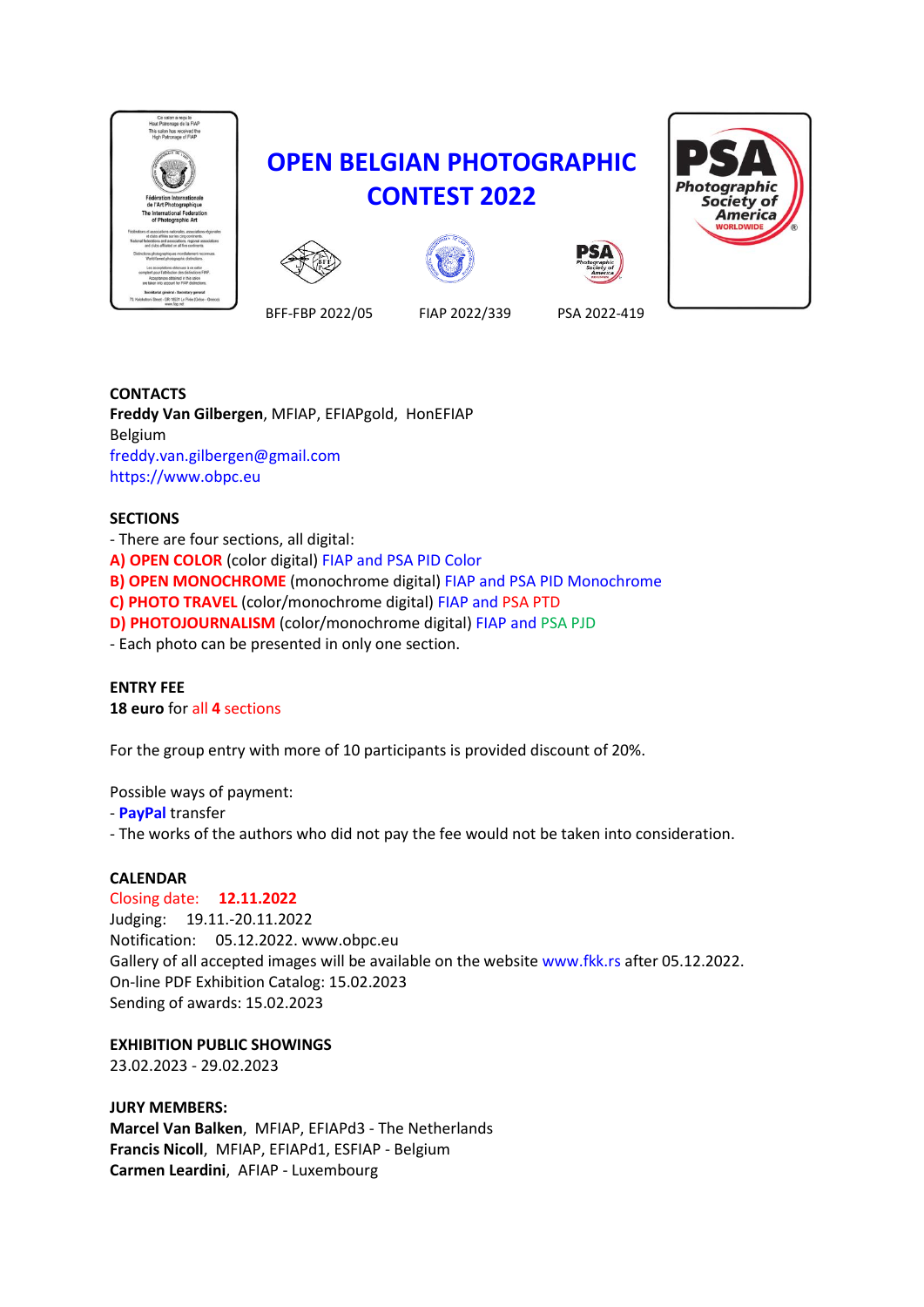# OPEN BELGIAN PHOTOGRAPHIC CONTEST 2022

BFF-FBP 2022/05 FIAP 2022/339 PSA 2022-419

**CONTACTS**
**Freddy Van Gilbergen**, MFIAP, EFIAPgold, HonEFIAP
Belgium
freddy.van.gilbergen@gmail.com
https://www.obpc.eu

**SECTIONS**
- There are four sections, all digital:
**A) OPEN COLOR** (color digital) FIAP and PSA PID Color
**B) OPEN MONOCHROME** (monochrome digital) FIAP and PSA PID Monochrome
**C) PHOTO TRAVEL** (color/monochrome digital) FIAP and PSA PTD
**D) PHOTOJOURNALISM** (color/monochrome digital) FIAP and PSA PJD
- Each photo can be presented in only one section.

**ENTRY FEE**
**18 euro** for all **4** sections

For the group entry with more of 10 participants is provided discount of 20%.

Possible ways of payment:
- **PayPal** transfer
- The works of the authors who did not pay the fee would not be taken into consideration.

**CALENDAR**
Closing date: **12.11.2022**
Judging: 19.11.-20.11.2022
Notification: 05.12.2022. www.obpc.eu
Gallery of all accepted images will be available on the website www.fkk.rs after 05.12.2022.
On-line PDF Exhibition Catalog: 15.02.2023
Sending of awards: 15.02.2023

**EXHIBITION PUBLIC SHOWINGS**
23.02.2023 - 29.02.2023

**JURY MEMBERS:**
**Marcel Van Balken**, MFIAP, EFIAPd3 - The Netherlands
**Francis Nicoll**, MFIAP, EFIAPd1, ESFIAP - Belgium
**Carmen Leardini**, AFIAP - Luxembourg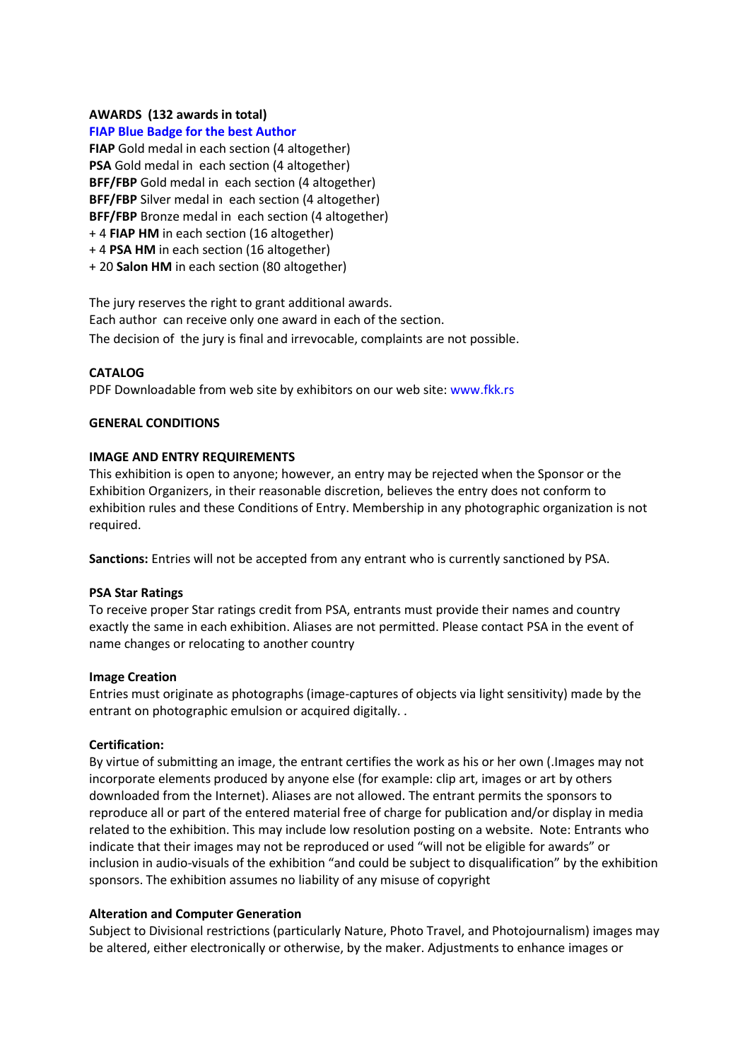**AWARDS (132 awards in total)**

**FIAP Blue Badge for the best Author**

**FIAP** Gold medal in each section (4 altogether)
**PSA** Gold medal in each section (4 altogether)
**BFF/FBP** Gold medal in each section (4 altogether)
**BFF/FBP** Silver medal in each section (4 altogether)
**BFF/FBP** Bronze medal in each section (4 altogether)
+ 4 **FIAP HM** in each section (16 altogether)
+ 4 **PSA HM** in each section (16 altogether)
+ 20 **Salon HM** in each section (80 altogether)

The jury reserves the right to grant additional awards.
Each author can receive only one award in each of the section.
The decision of the jury is final and irrevocable, complaints are not possible.

**CATALOG**

PDF Downloadable from web site by exhibitors on our web site: www.fkk.rs

**GENERAL CONDITIONS**

**IMAGE AND ENTRY REQUIREMENTS**

This exhibition is open to anyone; however, an entry may be rejected when the Sponsor or the Exhibition Organizers, in their reasonable discretion, believes the entry does not conform to exhibition rules and these Conditions of Entry. Membership in any photographic organization is not required.

**Sanctions:** Entries will not be accepted from any entrant who is currently sanctioned by PSA.

**PSA Star Ratings**

To receive proper Star ratings credit from PSA, entrants must provide their names and country exactly the same in each exhibition. Aliases are not permitted. Please contact PSA in the event of name changes or relocating to another country

**Image Creation**

Entries must originate as photographs (image-captures of objects via light sensitivity) made by the entrant on photographic emulsion or acquired digitally. .

**Certification:**

By virtue of submitting an image, the entrant certifies the work as his or her own (.Images may not incorporate elements produced by anyone else (for example: clip art, images or art by others downloaded from the Internet). Aliases are not allowed. The entrant permits the sponsors to reproduce all or part of the entered material free of charge for publication and/or display in media related to the exhibition. This may include low resolution posting on a website. Note: Entrants who indicate that their images may not be reproduced or used "will not be eligible for awards" or inclusion in audio-visuals of the exhibition "and could be subject to disqualification" by the exhibition sponsors. The exhibition assumes no liability of any misuse of copyright

**Alteration and Computer Generation**

Subject to Divisional restrictions (particularly Nature, Photo Travel, and Photojournalism) images may be altered, either electronically or otherwise, by the maker. Adjustments to enhance images or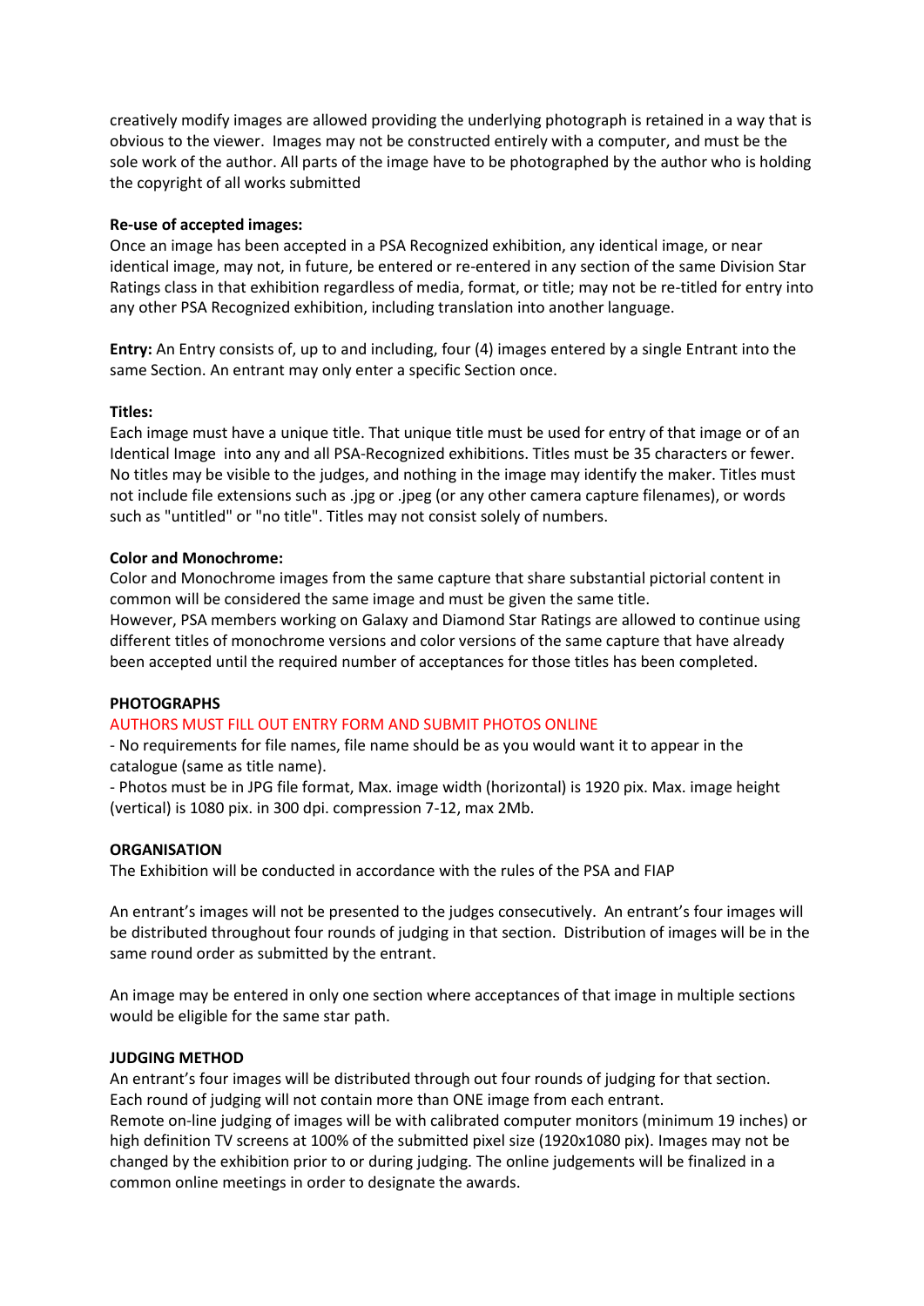creatively modify images are allowed providing the underlying photograph is retained in a way that is obvious to the viewer. Images may not be constructed entirely with a computer, and must be the sole work of the author. All parts of the image have to be photographed by the author who is holding the copyright of all works submitted

**Re-use of accepted images:**
Once an image has been accepted in a PSA Recognized exhibition, any identical image, or near identical image, may not, in future, be entered or re-entered in any section of the same Division Star Ratings class in that exhibition regardless of media, format, or title; may not be re-titled for entry into any other PSA Recognized exhibition, including translation into another language.

**Entry:** An Entry consists of, up to and including, four (4) images entered by a single Entrant into the same Section. An entrant may only enter a specific Section once.

**Titles:**
Each image must have a unique title. That unique title must be used for entry of that image or of an Identical Image into any and all PSA-Recognized exhibitions. Titles must be 35 characters or fewer. No titles may be visible to the judges, and nothing in the image may identify the maker. Titles must not include file extensions such as .jpg or .jpeg (or any other camera capture filenames), or words such as "untitled" or "no title". Titles may not consist solely of numbers.

**Color and Monochrome:**
Color and Monochrome images from the same capture that share substantial pictorial content in common will be considered the same image and must be given the same title.
However, PSA members working on Galaxy and Diamond Star Ratings are allowed to continue using different titles of monochrome versions and color versions of the same capture that have already been accepted until the required number of acceptances for those titles has been completed.

**PHOTOGRAPHS**

AUTHORS MUST FILL OUT ENTRY FORM AND SUBMIT PHOTOS ONLINE

- No requirements for file names, file name should be as you would want it to appear in the catalogue (same as title name).
- Photos must be in JPG file format, Max. image width (horizontal) is 1920 pix. Max. image height (vertical) is 1080 pix. in 300 dpi. compression 7-12, max 2Mb.

**ORGANISATION**

The Exhibition will be conducted in accordance with the rules of the PSA and FIAP

An entrant's images will not be presented to the judges consecutively. An entrant's four images will be distributed throughout four rounds of judging in that section. Distribution of images will be in the same round order as submitted by the entrant.

An image may be entered in only one section where acceptances of that image in multiple sections would be eligible for the same star path.

**JUDGING METHOD**

An entrant's four images will be distributed through out four rounds of judging for that section. Each round of judging will not contain more than ONE image from each entrant.
Remote on-line judging of images will be with calibrated computer monitors (minimum 19 inches) or high definition TV screens at 100% of the submitted pixel size (1920x1080 pix). Images may not be changed by the exhibition prior to or during judging. The online judgements will be finalized in a common online meetings in order to designate the awards.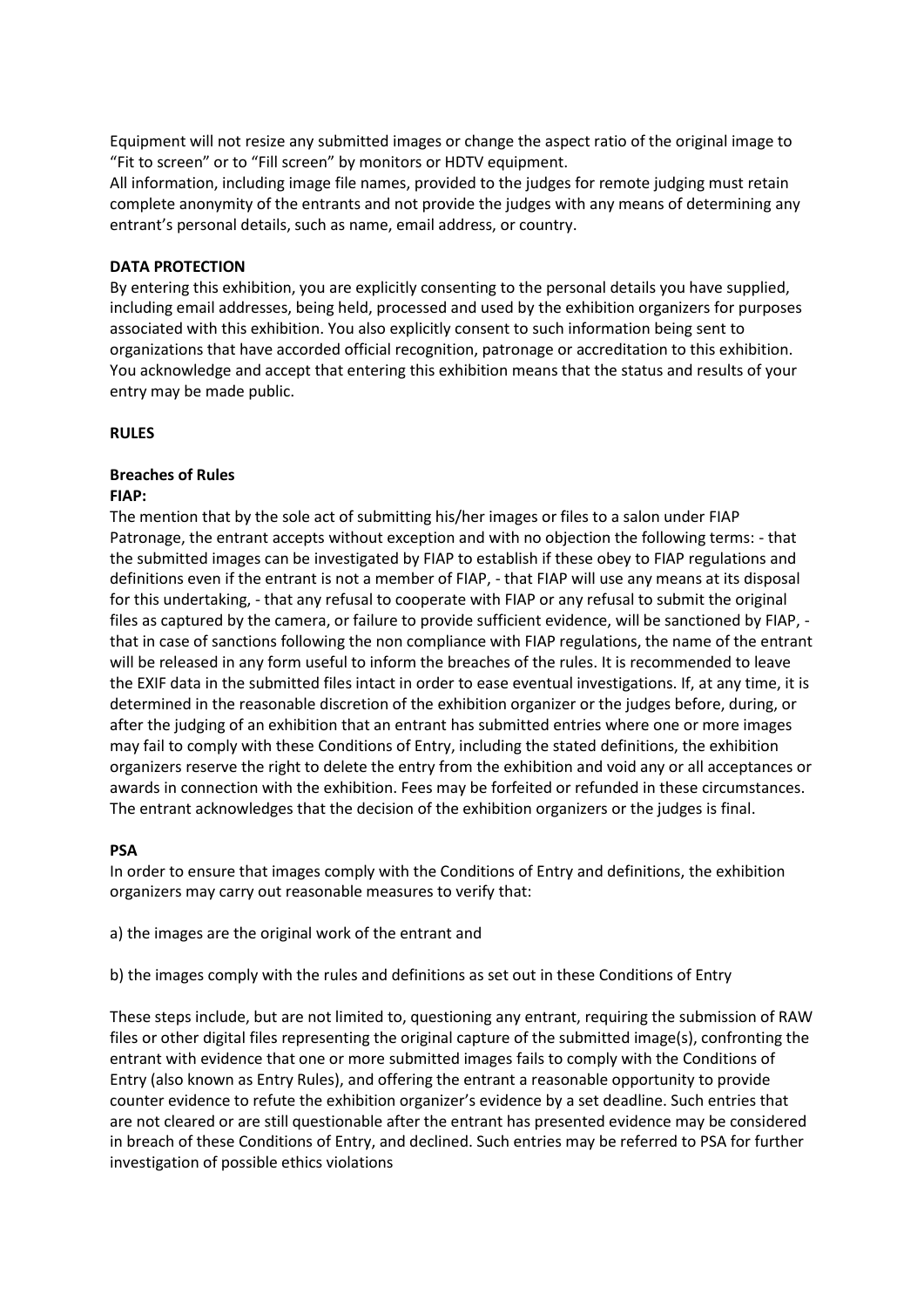Equipment will not resize any submitted images or change the aspect ratio of the original image to "Fit to screen" or to "Fill screen" by monitors or HDTV equipment.
All information, including image file names, provided to the judges for remote judging must retain complete anonymity of the entrants and not provide the judges with any means of determining any entrant's personal details, such as name, email address, or country.

**DATA PROTECTION**

By entering this exhibition, you are explicitly consenting to the personal details you have supplied, including email addresses, being held, processed and used by the exhibition organizers for purposes associated with this exhibition. You also explicitly consent to such information being sent to organizations that have accorded official recognition, patronage or accreditation to this exhibition. You acknowledge and accept that entering this exhibition means that the status and results of your entry may be made public.

**RULES**

**Breaches of Rules**

**FIAP:**

The mention that by the sole act of submitting his/her images or files to a salon under FIAP Patronage, the entrant accepts without exception and with no objection the following terms: - that the submitted images can be investigated by FIAP to establish if these obey to FIAP regulations and definitions even if the entrant is not a member of FIAP, - that FIAP will use any means at its disposal for this undertaking, - that any refusal to cooperate with FIAP or any refusal to submit the original files as captured by the camera, or failure to provide sufficient evidence, will be sanctioned by FIAP, - that in case of sanctions following the non compliance with FIAP regulations, the name of the entrant will be released in any form useful to inform the breaches of the rules. It is recommended to leave the EXIF data in the submitted files intact in order to ease eventual investigations. If, at any time, it is determined in the reasonable discretion of the exhibition organizer or the judges before, during, or after the judging of an exhibition that an entrant has submitted entries where one or more images may fail to comply with these Conditions of Entry, including the stated definitions, the exhibition organizers reserve the right to delete the entry from the exhibition and void any or all acceptances or awards in connection with the exhibition. Fees may be forfeited or refunded in these circumstances. The entrant acknowledges that the decision of the exhibition organizers or the judges is final.

**PSA**

In order to ensure that images comply with the Conditions of Entry and definitions, the exhibition organizers may carry out reasonable measures to verify that:

a) the images are the original work of the entrant and

b) the images comply with the rules and definitions as set out in these Conditions of Entry

These steps include, but are not limited to, questioning any entrant, requiring the submission of RAW files or other digital files representing the original capture of the submitted image(s), confronting the entrant with evidence that one or more submitted images fails to comply with the Conditions of Entry (also known as Entry Rules), and offering the entrant a reasonable opportunity to provide counter evidence to refute the exhibition organizer's evidence by a set deadline. Such entries that are not cleared or are still questionable after the entrant has presented evidence may be considered in breach of these Conditions of Entry, and declined. Such entries may be referred to PSA for further investigation of possible ethics violations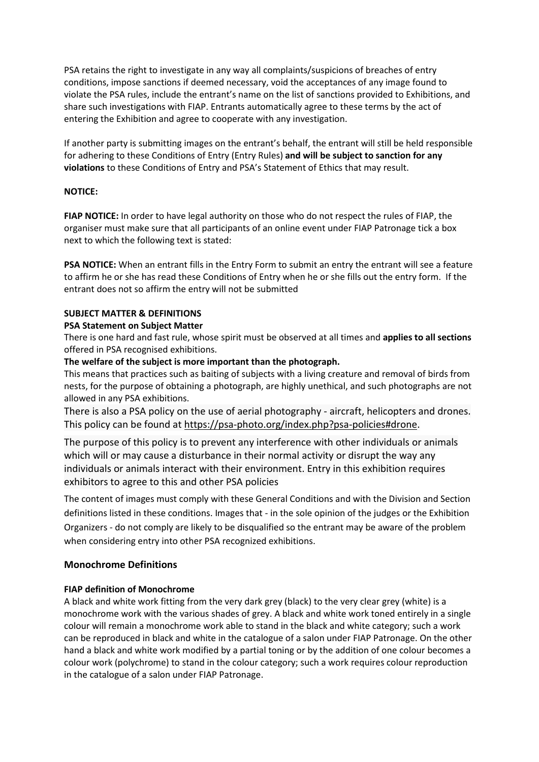PSA retains the right to investigate in any way all complaints/suspicions of breaches of entry conditions, impose sanctions if deemed necessary, void the acceptances of any image found to violate the PSA rules, include the entrant's name on the list of sanctions provided to Exhibitions, and share such investigations with FIAP. Entrants automatically agree to these terms by the act of entering the Exhibition and agree to cooperate with any investigation.

If another party is submitting images on the entrant's behalf, the entrant will still be held responsible for adhering to these Conditions of Entry (Entry Rules) **and will be subject to sanction for any violations** to these Conditions of Entry and PSA's Statement of Ethics that may result.

**NOTICE:**

**FIAP NOTICE:** In order to have legal authority on those who do not respect the rules of FIAP, the organiser must make sure that all participants of an online event under FIAP Patronage tick a box next to which the following text is stated:

**PSA NOTICE:** When an entrant fills in the Entry Form to submit an entry the entrant will see a feature to affirm he or she has read these Conditions of Entry when he or she fills out the entry form. If the entrant does not so affirm the entry will not be submitted

**SUBJECT MATTER & DEFINITIONS**

**PSA Statement on Subject Matter**

There is one hard and fast rule, whose spirit must be observed at all times and **applies to all sections** offered in PSA recognised exhibitions.

**The welfare of the subject is more important than the photograph.**

This means that practices such as baiting of subjects with a living creature and removal of birds from nests, for the purpose of obtaining a photograph, are highly unethical, and such photographs are not allowed in any PSA exhibitions.

There is also a PSA policy on the use of aerial photography - aircraft, helicopters and drones. This policy can be found at https://psa-photo.org/index.php?psa-policies#drone.

The purpose of this policy is to prevent any interference with other individuals or animals which will or may cause a disturbance in their normal activity or disrupt the way any individuals or animals interact with their environment. Entry in this exhibition requires exhibitors to agree to this and other PSA policies

The content of images must comply with these General Conditions and with the Division and Section definitions listed in these conditions. Images that - in the sole opinion of the judges or the Exhibition Organizers - do not comply are likely to be disqualified so the entrant may be aware of the problem when considering entry into other PSA recognized exhibitions.

## Monochrome Definitions

**FIAP definition of Monochrome**

A black and white work fitting from the very dark grey (black) to the very clear grey (white) is a monochrome work with the various shades of grey. A black and white work toned entirely in a single colour will remain a monochrome work able to stand in the black and white category; such a work can be reproduced in black and white in the catalogue of a salon under FIAP Patronage. On the other hand a black and white work modified by a partial toning or by the addition of one colour becomes a colour work (polychrome) to stand in the colour category; such a work requires colour reproduction in the catalogue of a salon under FIAP Patronage.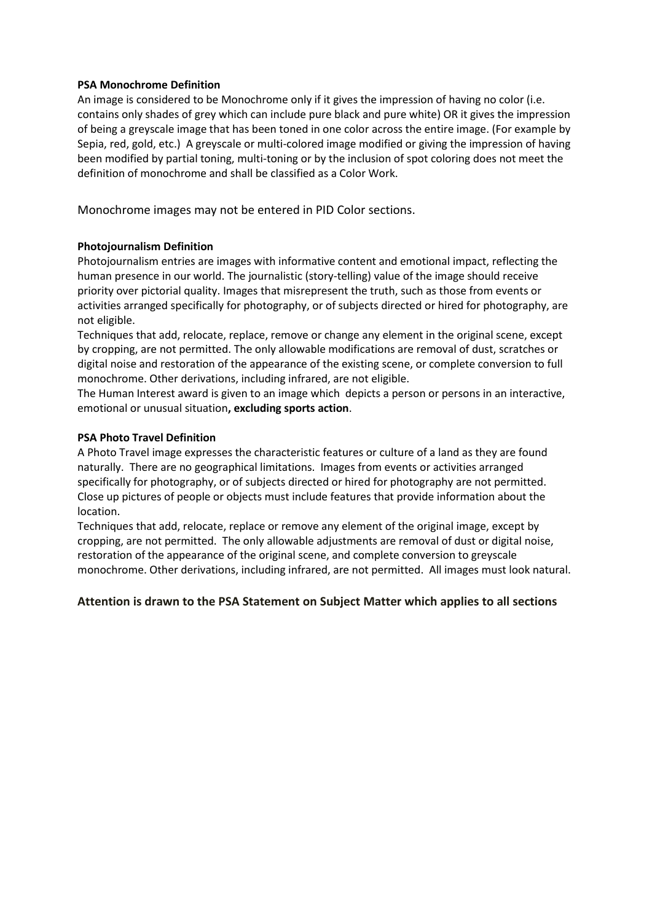**PSA Monochrome Definition**

An image is considered to be Monochrome only if it gives the impression of having no color (i.e. contains only shades of grey which can include pure black and pure white) OR it gives the impression of being a greyscale image that has been toned in one color across the entire image. (For example by Sepia, red, gold, etc.) A greyscale or multi-colored image modified or giving the impression of having been modified by partial toning, multi-toning or by the inclusion of spot coloring does not meet the definition of monochrome and shall be classified as a Color Work.

Monochrome images may not be entered in PID Color sections.

**Photojournalism Definition**

Photojournalism entries are images with informative content and emotional impact, reflecting the human presence in our world. The journalistic (story-telling) value of the image should receive priority over pictorial quality. Images that misrepresent the truth, such as those from events or activities arranged specifically for photography, or of subjects directed or hired for photography, are not eligible.

Techniques that add, relocate, replace, remove or change any element in the original scene, except by cropping, are not permitted. The only allowable modifications are removal of dust, scratches or digital noise and restoration of the appearance of the existing scene, or complete conversion to full monochrome. Other derivations, including infrared, are not eligible.

The Human Interest award is given to an image which depicts a person or persons in an interactive, emotional or unusual situation**, excluding sports action**.

**PSA Photo Travel Definition**

A Photo Travel image expresses the characteristic features or culture of a land as they are found naturally. There are no geographical limitations. Images from events or activities arranged specifically for photography, or of subjects directed or hired for photography are not permitted. Close up pictures of people or objects must include features that provide information about the location.

Techniques that add, relocate, replace or remove any element of the original image, except by cropping, are not permitted. The only allowable adjustments are removal of dust or digital noise, restoration of the appearance of the original scene, and complete conversion to greyscale monochrome. Other derivations, including infrared, are not permitted. All images must look natural.

**Attention is drawn to the PSA Statement on Subject Matter which applies to all sections**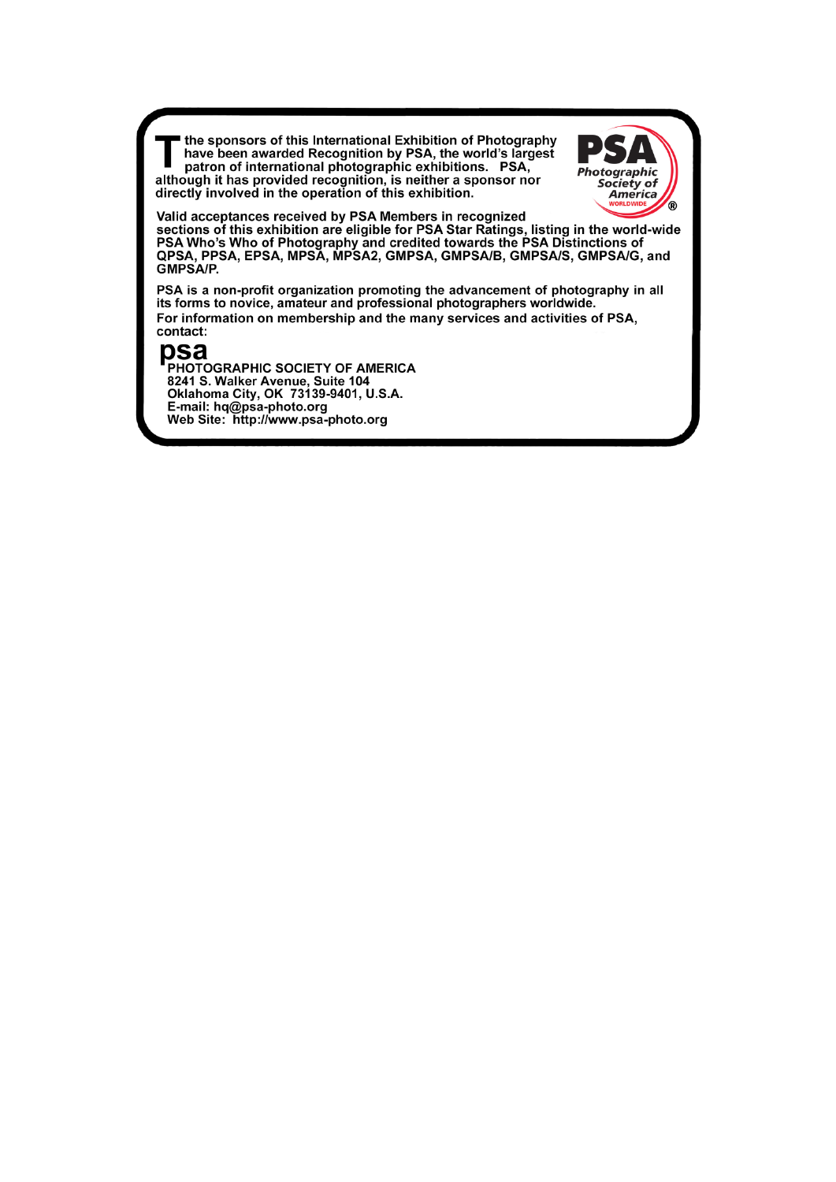The sponsors of this International Exhibition of Photography have been awarded Recognition by PSA, the world's largest patron of international photographic exhibitions. PSA, although it has provided recognition, is neither a sponsor nor directly involved in the operation of this exhibition.

PSA Photographic Society of America WORLDWIDE ®

Valid acceptances received by PSA Members in recognized sections of this exhibition are eligible for PSA Star Ratings, listing in the world-wide PSA Who's Who of Photography and credited towards the PSA Distinctions of QPSA, PPSA, EPSA, MPSA, MPSA2, GMPSA, GMPSA/B, GMPSA/S, GMPSA/G, and GMPSA/P.

PSA is a non-profit organization promoting the advancement of photography in all its forms to novice, amateur and professional photographers worldwide.

For information on membership and the many services and activities of PSA, contact:

**psa**

PHOTOGRAPHIC SOCIETY OF AMERICA
8241 S. Walker Avenue, Suite 104
Oklahoma City, OK 73139-9401, U.S.A.
E-mail: hq@psa-photo.org
Web Site: http://www.psa-photo.org